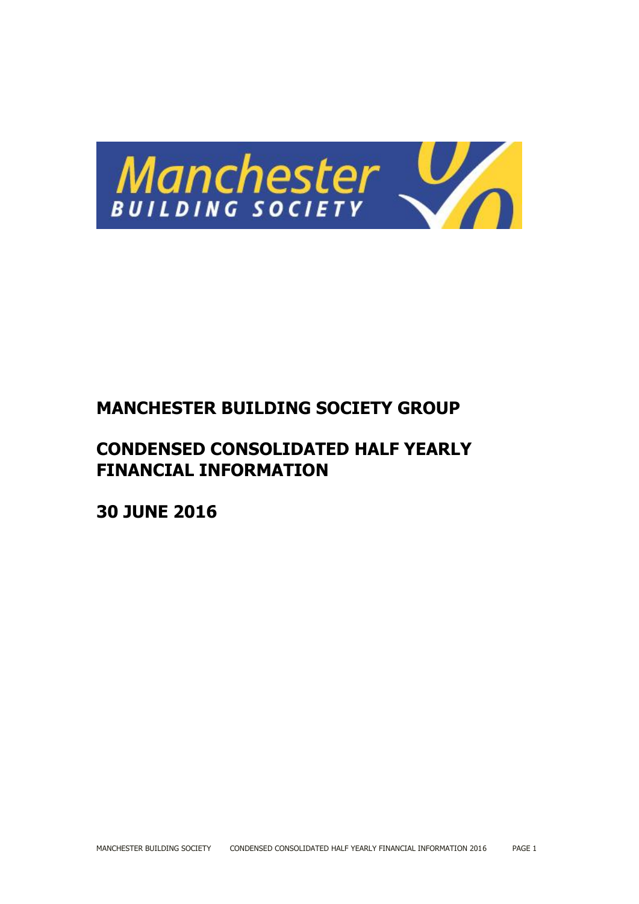# MANCHESTER BUILDING SOCIETY GROUP

## CONDENSED CONSOLIDATED HALF YEARLY FINANCIAL INFORMATION

## 30 JUNE 2016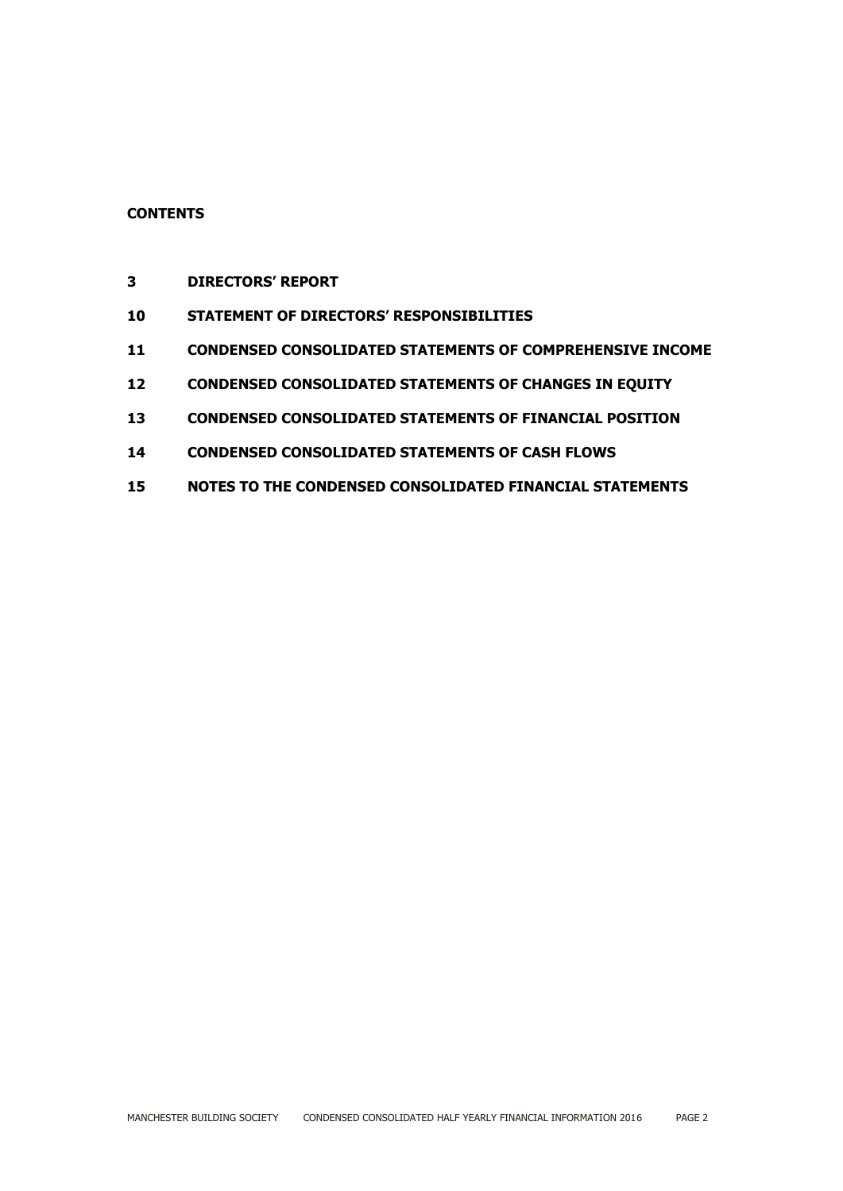**CONTENTS**

| | |
|---|---|
| **3** | **DIRECTORS' REPORT** |
| **10** | **STATEMENT OF DIRECTORS' RESPONSIBILITIES** |
| **11** | **CONDENSED CONSOLIDATED STATEMENTS OF COMPREHENSIVE INCOME** |
| **12** | **CONDENSED CONSOLIDATED STATEMENTS OF CHANGES IN EQUITY** |
| **13** | **CONDENSED CONSOLIDATED STATEMENTS OF FINANCIAL POSITION** |
| **14** | **CONDENSED CONSOLIDATED STATEMENTS OF CASH FLOWS** |
| **15** | **NOTES TO THE CONDENSED CONSOLIDATED FINANCIAL STATEMENTS** |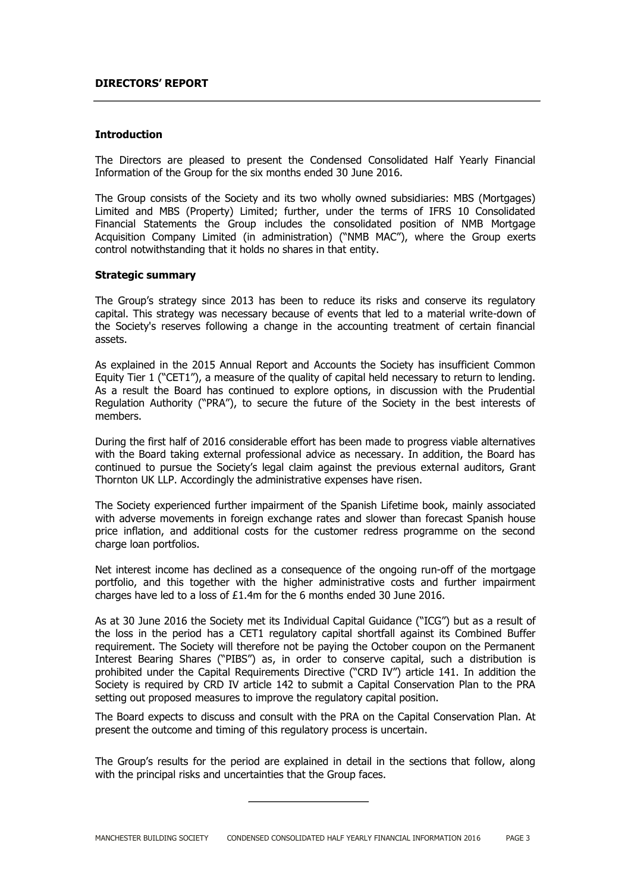## DIRECTORS' REPORT

### Introduction

The Directors are pleased to present the Condensed Consolidated Half Yearly Financial Information of the Group for the six months ended 30 June 2016.

The Group consists of the Society and its two wholly owned subsidiaries: MBS (Mortgages) Limited and MBS (Property) Limited; further, under the terms of IFRS 10 Consolidated Financial Statements the Group includes the consolidated position of NMB Mortgage Acquisition Company Limited (in administration) ("NMB MAC"), where the Group exerts control notwithstanding that it holds no shares in that entity.

### Strategic summary

The Group's strategy since 2013 has been to reduce its risks and conserve its regulatory capital. This strategy was necessary because of events that led to a material write-down of the Society's reserves following a change in the accounting treatment of certain financial assets.

As explained in the 2015 Annual Report and Accounts the Society has insufficient Common Equity Tier 1 ("CET1"), a measure of the quality of capital held necessary to return to lending. As a result the Board has continued to explore options, in discussion with the Prudential Regulation Authority ("PRA"), to secure the future of the Society in the best interests of members.

During the first half of 2016 considerable effort has been made to progress viable alternatives with the Board taking external professional advice as necessary. In addition, the Board has continued to pursue the Society's legal claim against the previous external auditors, Grant Thornton UK LLP. Accordingly the administrative expenses have risen.

The Society experienced further impairment of the Spanish Lifetime book, mainly associated with adverse movements in foreign exchange rates and slower than forecast Spanish house price inflation, and additional costs for the customer redress programme on the second charge loan portfolios.

Net interest income has declined as a consequence of the ongoing run-off of the mortgage portfolio, and this together with the higher administrative costs and further impairment charges have led to a loss of £1.4m for the 6 months ended 30 June 2016.

As at 30 June 2016 the Society met its Individual Capital Guidance ("ICG") but as a result of the loss in the period has a CET1 regulatory capital shortfall against its Combined Buffer requirement. The Society will therefore not be paying the October coupon on the Permanent Interest Bearing Shares ("PIBS") as, in order to conserve capital, such a distribution is prohibited under the Capital Requirements Directive ("CRD IV") article 141. In addition the Society is required by CRD IV article 142 to submit a Capital Conservation Plan to the PRA setting out proposed measures to improve the regulatory capital position.

The Board expects to discuss and consult with the PRA on the Capital Conservation Plan. At present the outcome and timing of this regulatory process is uncertain.

The Group's results for the period are explained in detail in the sections that follow, along with the principal risks and uncertainties that the Group faces.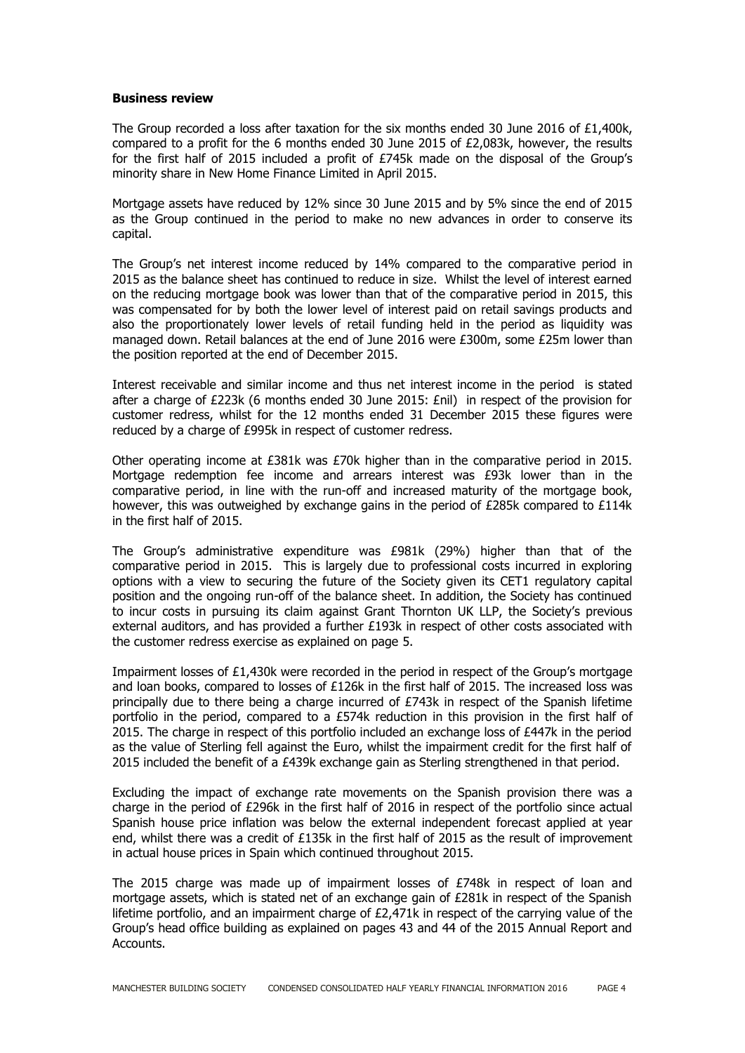**Business review**

The Group recorded a loss after taxation for the six months ended 30 June 2016 of £1,400k, compared to a profit for the 6 months ended 30 June 2015 of £2,083k, however, the results for the first half of 2015 included a profit of £745k made on the disposal of the Group's minority share in New Home Finance Limited in April 2015.

Mortgage assets have reduced by 12% since 30 June 2015 and by 5% since the end of 2015 as the Group continued in the period to make no new advances in order to conserve its capital.

The Group's net interest income reduced by 14% compared to the comparative period in 2015 as the balance sheet has continued to reduce in size. Whilst the level of interest earned on the reducing mortgage book was lower than that of the comparative period in 2015, this was compensated for by both the lower level of interest paid on retail savings products and also the proportionately lower levels of retail funding held in the period as liquidity was managed down. Retail balances at the end of June 2016 were £300m, some £25m lower than the position reported at the end of December 2015.

Interest receivable and similar income and thus net interest income in the period is stated after a charge of £223k (6 months ended 30 June 2015: £nil) in respect of the provision for customer redress, whilst for the 12 months ended 31 December 2015 these figures were reduced by a charge of £995k in respect of customer redress.

Other operating income at £381k was £70k higher than in the comparative period in 2015. Mortgage redemption fee income and arrears interest was £93k lower than in the comparative period, in line with the run-off and increased maturity of the mortgage book, however, this was outweighed by exchange gains in the period of £285k compared to £114k in the first half of 2015.

The Group's administrative expenditure was £981k (29%) higher than that of the comparative period in 2015. This is largely due to professional costs incurred in exploring options with a view to securing the future of the Society given its CET1 regulatory capital position and the ongoing run-off of the balance sheet. In addition, the Society has continued to incur costs in pursuing its claim against Grant Thornton UK LLP, the Society's previous external auditors, and has provided a further £193k in respect of other costs associated with the customer redress exercise as explained on page 5.

Impairment losses of £1,430k were recorded in the period in respect of the Group's mortgage and loan books, compared to losses of £126k in the first half of 2015. The increased loss was principally due to there being a charge incurred of £743k in respect of the Spanish lifetime portfolio in the period, compared to a £574k reduction in this provision in the first half of 2015. The charge in respect of this portfolio included an exchange loss of £447k in the period as the value of Sterling fell against the Euro, whilst the impairment credit for the first half of 2015 included the benefit of a £439k exchange gain as Sterling strengthened in that period.

Excluding the impact of exchange rate movements on the Spanish provision there was a charge in the period of £296k in the first half of 2016 in respect of the portfolio since actual Spanish house price inflation was below the external independent forecast applied at year end, whilst there was a credit of £135k in the first half of 2015 as the result of improvement in actual house prices in Spain which continued throughout 2015.

The 2015 charge was made up of impairment losses of £748k in respect of loan and mortgage assets, which is stated net of an exchange gain of £281k in respect of the Spanish lifetime portfolio, and an impairment charge of £2,471k in respect of the carrying value of the Group's head office building as explained on pages 43 and 44 of the 2015 Annual Report and Accounts.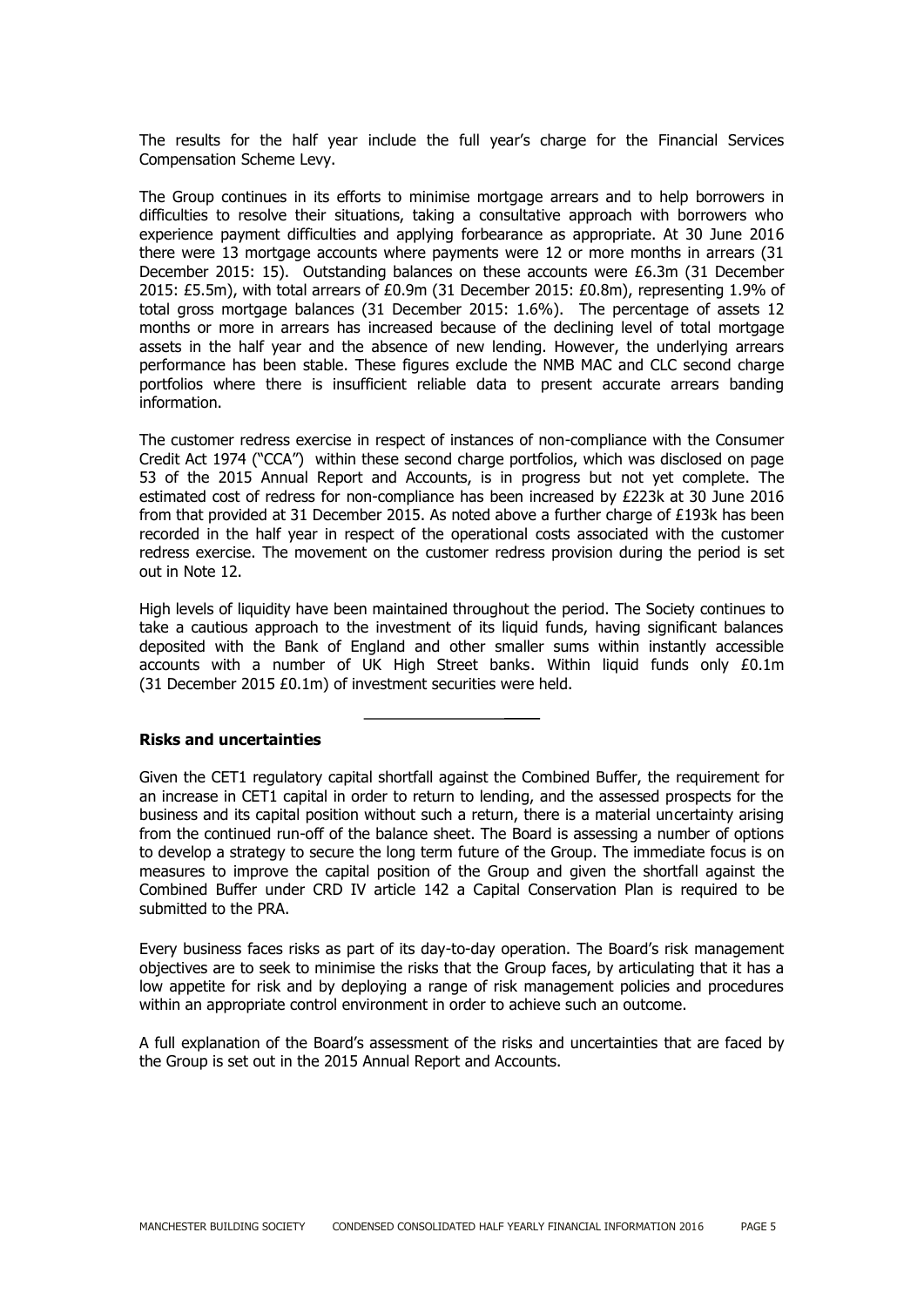The results for the half year include the full year's charge for the Financial Services Compensation Scheme Levy.

The Group continues in its efforts to minimise mortgage arrears and to help borrowers in difficulties to resolve their situations, taking a consultative approach with borrowers who experience payment difficulties and applying forbearance as appropriate. At 30 June 2016 there were 13 mortgage accounts where payments were 12 or more months in arrears (31 December 2015: 15). Outstanding balances on these accounts were £6.3m (31 December 2015: £5.5m), with total arrears of £0.9m (31 December 2015: £0.8m), representing 1.9% of total gross mortgage balances (31 December 2015: 1.6%). The percentage of assets 12 months or more in arrears has increased because of the declining level of total mortgage assets in the half year and the absence of new lending. However, the underlying arrears performance has been stable. These figures exclude the NMB MAC and CLC second charge portfolios where there is insufficient reliable data to present accurate arrears banding information.

The customer redress exercise in respect of instances of non-compliance with the Consumer Credit Act 1974 ("CCA") within these second charge portfolios, which was disclosed on page 53 of the 2015 Annual Report and Accounts, is in progress but not yet complete. The estimated cost of redress for non-compliance has been increased by £223k at 30 June 2016 from that provided at 31 December 2015. As noted above a further charge of £193k has been recorded in the half year in respect of the operational costs associated with the customer redress exercise. The movement on the customer redress provision during the period is set out in Note 12.

High levels of liquidity have been maintained throughout the period. The Society continues to take a cautious approach to the investment of its liquid funds, having significant balances deposited with the Bank of England and other smaller sums within instantly accessible accounts with a number of UK High Street banks. Within liquid funds only £0.1m (31 December 2015 £0.1m) of investment securities were held.

---

**Risks and uncertainties**

Given the CET1 regulatory capital shortfall against the Combined Buffer, the requirement for an increase in CET1 capital in order to return to lending, and the assessed prospects for the business and its capital position without such a return, there is a material uncertainty arising from the continued run-off of the balance sheet. The Board is assessing a number of options to develop a strategy to secure the long term future of the Group. The immediate focus is on measures to improve the capital position of the Group and given the shortfall against the Combined Buffer under CRD IV article 142 a Capital Conservation Plan is required to be submitted to the PRA.

Every business faces risks as part of its day-to-day operation. The Board's risk management objectives are to seek to minimise the risks that the Group faces, by articulating that it has a low appetite for risk and by deploying a range of risk management policies and procedures within an appropriate control environment in order to achieve such an outcome.

A full explanation of the Board's assessment of the risks and uncertainties that are faced by the Group is set out in the 2015 Annual Report and Accounts.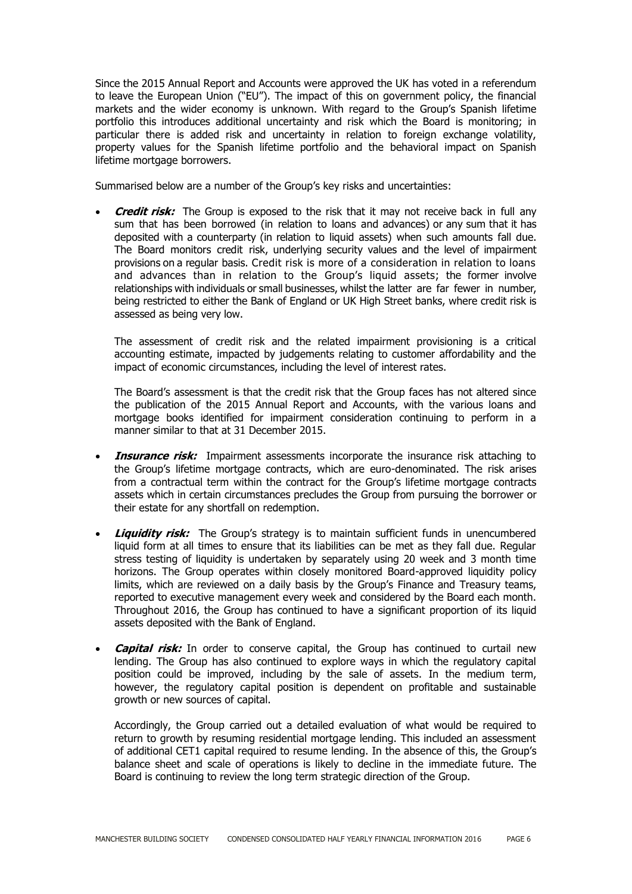Since the 2015 Annual Report and Accounts were approved the UK has voted in a referendum to leave the European Union ("EU"). The impact of this on government policy, the financial markets and the wider economy is unknown. With regard to the Group's Spanish lifetime portfolio this introduces additional uncertainty and risk which the Board is monitoring; in particular there is added risk and uncertainty in relation to foreign exchange volatility, property values for the Spanish lifetime portfolio and the behavioral impact on Spanish lifetime mortgage borrowers.

Summarised below are a number of the Group's key risks and uncertainties:

- ***Credit risk:*** The Group is exposed to the risk that it may not receive back in full any sum that has been borrowed (in relation to loans and advances) or any sum that it has deposited with a counterparty (in relation to liquid assets) when such amounts fall due. The Board monitors credit risk, underlying security values and the level of impairment provisions on a regular basis. Credit risk is more of a consideration in relation to loans and advances than in relation to the Group's liquid assets; the former involve relationships with individuals or small businesses, whilst the latter are far fewer in number, being restricted to either the Bank of England or UK High Street banks, where credit risk is assessed as being very low.

  The assessment of credit risk and the related impairment provisioning is a critical accounting estimate, impacted by judgements relating to customer affordability and the impact of economic circumstances, including the level of interest rates.

  The Board's assessment is that the credit risk that the Group faces has not altered since the publication of the 2015 Annual Report and Accounts, with the various loans and mortgage books identified for impairment consideration continuing to perform in a manner similar to that at 31 December 2015.

- ***Insurance risk:*** Impairment assessments incorporate the insurance risk attaching to the Group's lifetime mortgage contracts, which are euro-denominated. The risk arises from a contractual term within the contract for the Group's lifetime mortgage contracts assets which in certain circumstances precludes the Group from pursuing the borrower or their estate for any shortfall on redemption.

- ***Liquidity risk:*** The Group's strategy is to maintain sufficient funds in unencumbered liquid form at all times to ensure that its liabilities can be met as they fall due. Regular stress testing of liquidity is undertaken by separately using 20 week and 3 month time horizons. The Group operates within closely monitored Board-approved liquidity policy limits, which are reviewed on a daily basis by the Group's Finance and Treasury teams, reported to executive management every week and considered by the Board each month. Throughout 2016, the Group has continued to have a significant proportion of its liquid assets deposited with the Bank of England.

- ***Capital risk:*** In order to conserve capital, the Group has continued to curtail new lending. The Group has also continued to explore ways in which the regulatory capital position could be improved, including by the sale of assets. In the medium term, however, the regulatory capital position is dependent on profitable and sustainable growth or new sources of capital.

  Accordingly, the Group carried out a detailed evaluation of what would be required to return to growth by resuming residential mortgage lending. This included an assessment of additional CET1 capital required to resume lending. In the absence of this, the Group's balance sheet and scale of operations is likely to decline in the immediate future. The Board is continuing to review the long term strategic direction of the Group.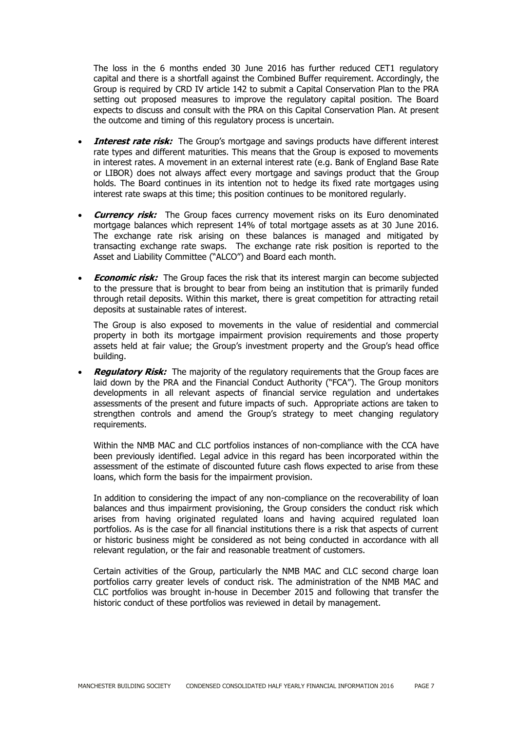The loss in the 6 months ended 30 June 2016 has further reduced CET1 regulatory capital and there is a shortfall against the Combined Buffer requirement. Accordingly, the Group is required by CRD IV article 142 to submit a Capital Conservation Plan to the PRA setting out proposed measures to improve the regulatory capital position. The Board expects to discuss and consult with the PRA on this Capital Conservation Plan. At present the outcome and timing of this regulatory process is uncertain.

- ***Interest rate risk:*** The Group's mortgage and savings products have different interest rate types and different maturities. This means that the Group is exposed to movements in interest rates. A movement in an external interest rate (e.g. Bank of England Base Rate or LIBOR) does not always affect every mortgage and savings product that the Group holds. The Board continues in its intention not to hedge its fixed rate mortgages using interest rate swaps at this time; this position continues to be monitored regularly.

- ***Currency risk:*** The Group faces currency movement risks on its Euro denominated mortgage balances which represent 14% of total mortgage assets as at 30 June 2016. The exchange rate risk arising on these balances is managed and mitigated by transacting exchange rate swaps. The exchange rate risk position is reported to the Asset and Liability Committee ("ALCO") and Board each month.

- ***Economic risk:*** The Group faces the risk that its interest margin can become subjected to the pressure that is brought to bear from being an institution that is primarily funded through retail deposits. Within this market, there is great competition for attracting retail deposits at sustainable rates of interest.

  The Group is also exposed to movements in the value of residential and commercial property in both its mortgage impairment provision requirements and those property assets held at fair value; the Group's investment property and the Group's head office building.

- ***Regulatory Risk:*** The majority of the regulatory requirements that the Group faces are laid down by the PRA and the Financial Conduct Authority ("FCA"). The Group monitors developments in all relevant aspects of financial service regulation and undertakes assessments of the present and future impacts of such. Appropriate actions are taken to strengthen controls and amend the Group's strategy to meet changing regulatory requirements.

  Within the NMB MAC and CLC portfolios instances of non-compliance with the CCA have been previously identified. Legal advice in this regard has been incorporated within the assessment of the estimate of discounted future cash flows expected to arise from these loans, which form the basis for the impairment provision.

  In addition to considering the impact of any non-compliance on the recoverability of loan balances and thus impairment provisioning, the Group considers the conduct risk which arises from having originated regulated loans and having acquired regulated loan portfolios. As is the case for all financial institutions there is a risk that aspects of current or historic business might be considered as not being conducted in accordance with all relevant regulation, or the fair and reasonable treatment of customers.

  Certain activities of the Group, particularly the NMB MAC and CLC second charge loan portfolios carry greater levels of conduct risk. The administration of the NMB MAC and CLC portfolios was brought in-house in December 2015 and following that transfer the historic conduct of these portfolios was reviewed in detail by management.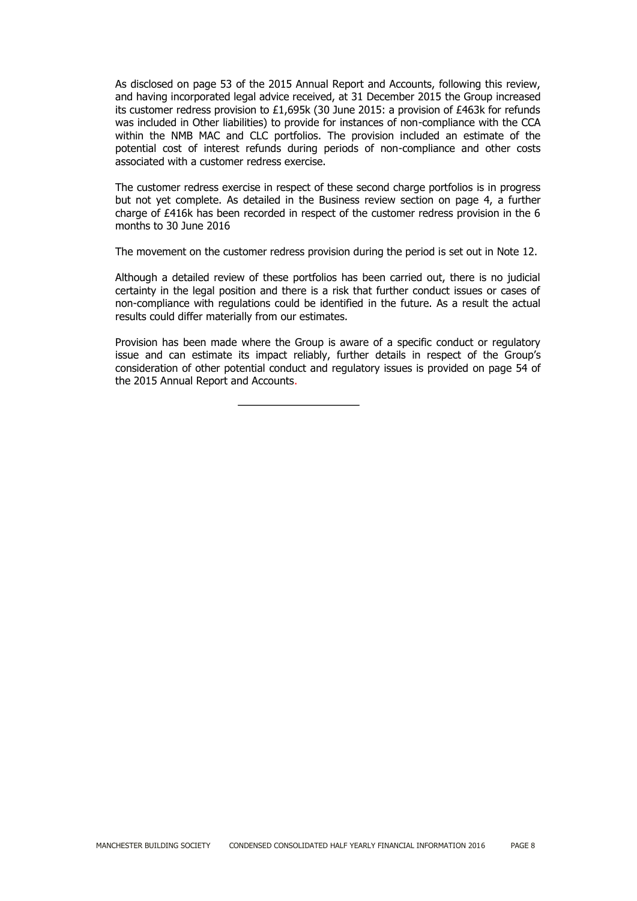As disclosed on page 53 of the 2015 Annual Report and Accounts, following this review, and having incorporated legal advice received, at 31 December 2015 the Group increased its customer redress provision to £1,695k (30 June 2015: a provision of £463k for refunds was included in Other liabilities) to provide for instances of non-compliance with the CCA within the NMB MAC and CLC portfolios. The provision included an estimate of the potential cost of interest refunds during periods of non-compliance and other costs associated with a customer redress exercise.

The customer redress exercise in respect of these second charge portfolios is in progress but not yet complete. As detailed in the Business review section on page 4, a further charge of £416k has been recorded in respect of the customer redress provision in the 6 months to 30 June 2016

The movement on the customer redress provision during the period is set out in Note 12.

Although a detailed review of these portfolios has been carried out, there is no judicial certainty in the legal position and there is a risk that further conduct issues or cases of non-compliance with regulations could be identified in the future. As a result the actual results could differ materially from our estimates.

Provision has been made where the Group is aware of a specific conduct or regulatory issue and can estimate its impact reliably, further details in respect of the Group's consideration of other potential conduct and regulatory issues is provided on page 54 of the 2015 Annual Report and Accounts.

---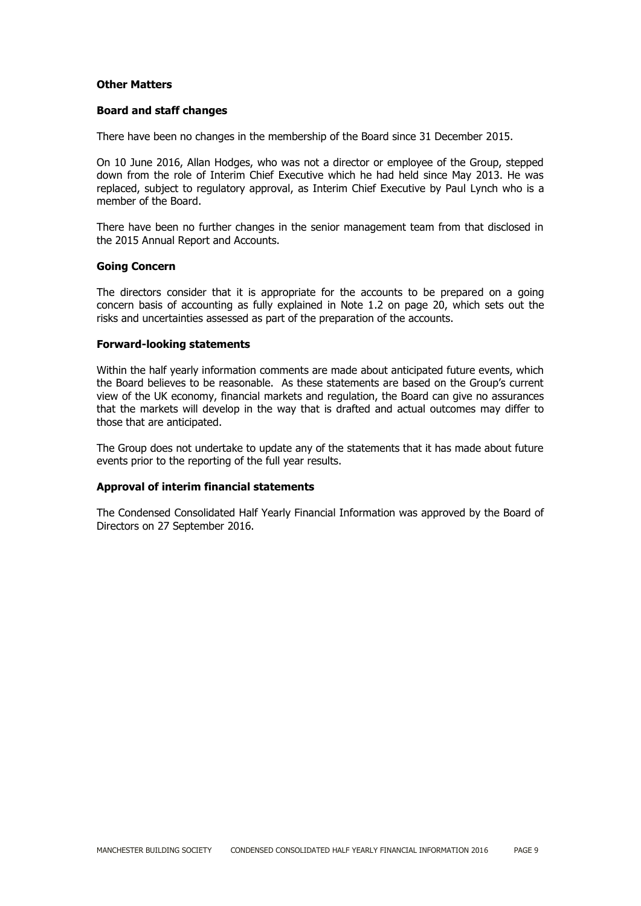## Other Matters

### Board and staff changes

There have been no changes in the membership of the Board since 31 December 2015.

On 10 June 2016, Allan Hodges, who was not a director or employee of the Group, stepped down from the role of Interim Chief Executive which he had held since May 2013. He was replaced, subject to regulatory approval, as Interim Chief Executive by Paul Lynch who is a member of the Board.

There have been no further changes in the senior management team from that disclosed in the 2015 Annual Report and Accounts.

### Going Concern

The directors consider that it is appropriate for the accounts to be prepared on a going concern basis of accounting as fully explained in Note 1.2 on page 20, which sets out the risks and uncertainties assessed as part of the preparation of the accounts.

### Forward-looking statements

Within the half yearly information comments are made about anticipated future events, which the Board believes to be reasonable. As these statements are based on the Group's current view of the UK economy, financial markets and regulation, the Board can give no assurances that the markets will develop in the way that is drafted and actual outcomes may differ to those that are anticipated.

The Group does not undertake to update any of the statements that it has made about future events prior to the reporting of the full year results.

### Approval of interim financial statements

The Condensed Consolidated Half Yearly Financial Information was approved by the Board of Directors on 27 September 2016.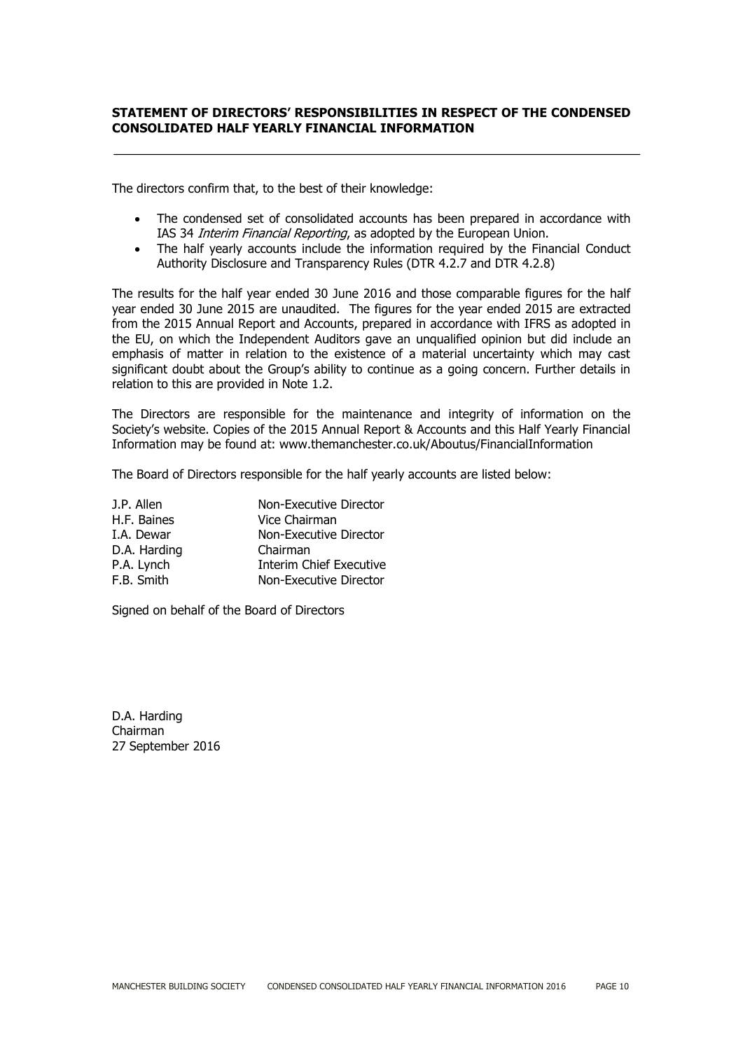## STATEMENT OF DIRECTORS' RESPONSIBILITIES IN RESPECT OF THE CONDENSED CONSOLIDATED HALF YEARLY FINANCIAL INFORMATION

The directors confirm that, to the best of their knowledge:

- The condensed set of consolidated accounts has been prepared in accordance with IAS 34 *Interim Financial Reporting*, as adopted by the European Union.
- The half yearly accounts include the information required by the Financial Conduct Authority Disclosure and Transparency Rules (DTR 4.2.7 and DTR 4.2.8)

The results for the half year ended 30 June 2016 and those comparable figures for the half year ended 30 June 2015 are unaudited. The figures for the year ended 2015 are extracted from the 2015 Annual Report and Accounts, prepared in accordance with IFRS as adopted in the EU, on which the Independent Auditors gave an unqualified opinion but did include an emphasis of matter in relation to the existence of a material uncertainty which may cast significant doubt about the Group's ability to continue as a going concern. Further details in relation to this are provided in Note 1.2.

The Directors are responsible for the maintenance and integrity of information on the Society's website. Copies of the 2015 Annual Report & Accounts and this Half Yearly Financial Information may be found at: www.themanchester.co.uk/Aboutus/FinancialInformation

The Board of Directors responsible for the half yearly accounts are listed below:

| | |
|---|---|
| J.P. Allen | Non-Executive Director |
| H.F. Baines | Vice Chairman |
| I.A. Dewar | Non-Executive Director |
| D.A. Harding | Chairman |
| P.A. Lynch | Interim Chief Executive |
| F.B. Smith | Non-Executive Director |

Signed on behalf of the Board of Directors

D.A. Harding
Chairman
27 September 2016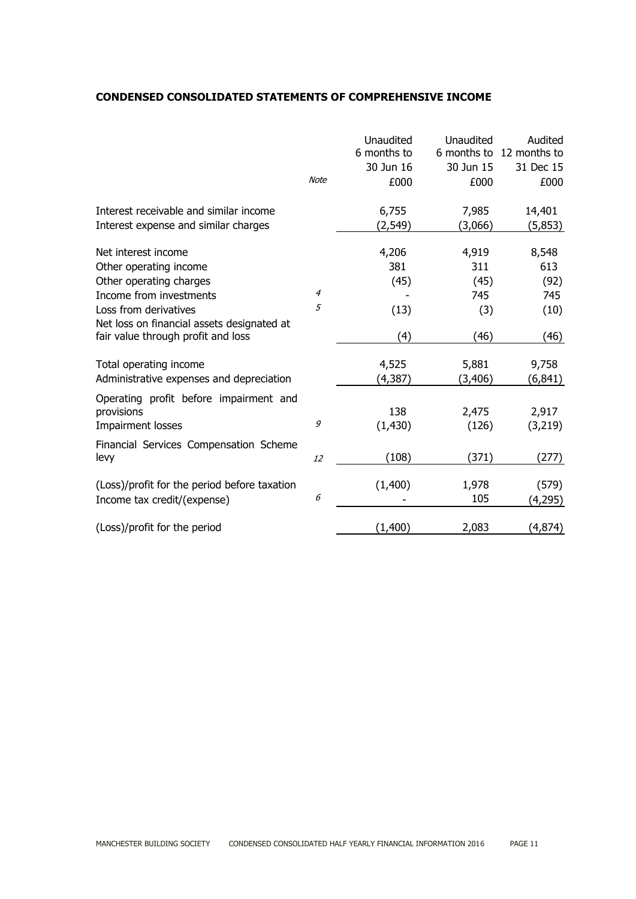**CONDENSED CONSOLIDATED STATEMENTS OF COMPREHENSIVE INCOME**

| | Note | Unaudited 6 months to 30 Jun 16 £000 | Unaudited 6 months to 30 Jun 15 £000 | Audited 12 months to 31 Dec 15 £000 |
|---|---|---|---|---|
| Interest receivable and similar income | | 6,755 | 7,985 | 14,401 |
| Interest expense and similar charges | | (2,549) | (3,066) | (5,853) |
| Net interest income | | 4,206 | 4,919 | 8,548 |
| Other operating income | | 381 | 311 | 613 |
| Other operating charges | | (45) | (45) | (92) |
| Income from investments | *4* | - | 745 | 745 |
| Loss from derivatives | *5* | (13) | (3) | (10) |
| Net loss on financial assets designated at fair value through profit and loss | | (4) | (46) | (46) |
| Total operating income | | 4,525 | 5,881 | 9,758 |
| Administrative expenses and depreciation | | (4,387) | (3,406) | (6,841) |
| Operating profit before impairment and provisions | | 138 | 2,475 | 2,917 |
| Impairment losses | *9* | (1,430) | (126) | (3,219) |
| Financial Services Compensation Scheme levy | *12* | (108) | (371) | (277) |
| (Loss)/profit for the period before taxation | | (1,400) | 1,978 | (579) |
| Income tax credit/(expense) | *6* | - | 105 | (4,295) |
| (Loss)/profit for the period | | (1,400) | 2,083 | (4,874) |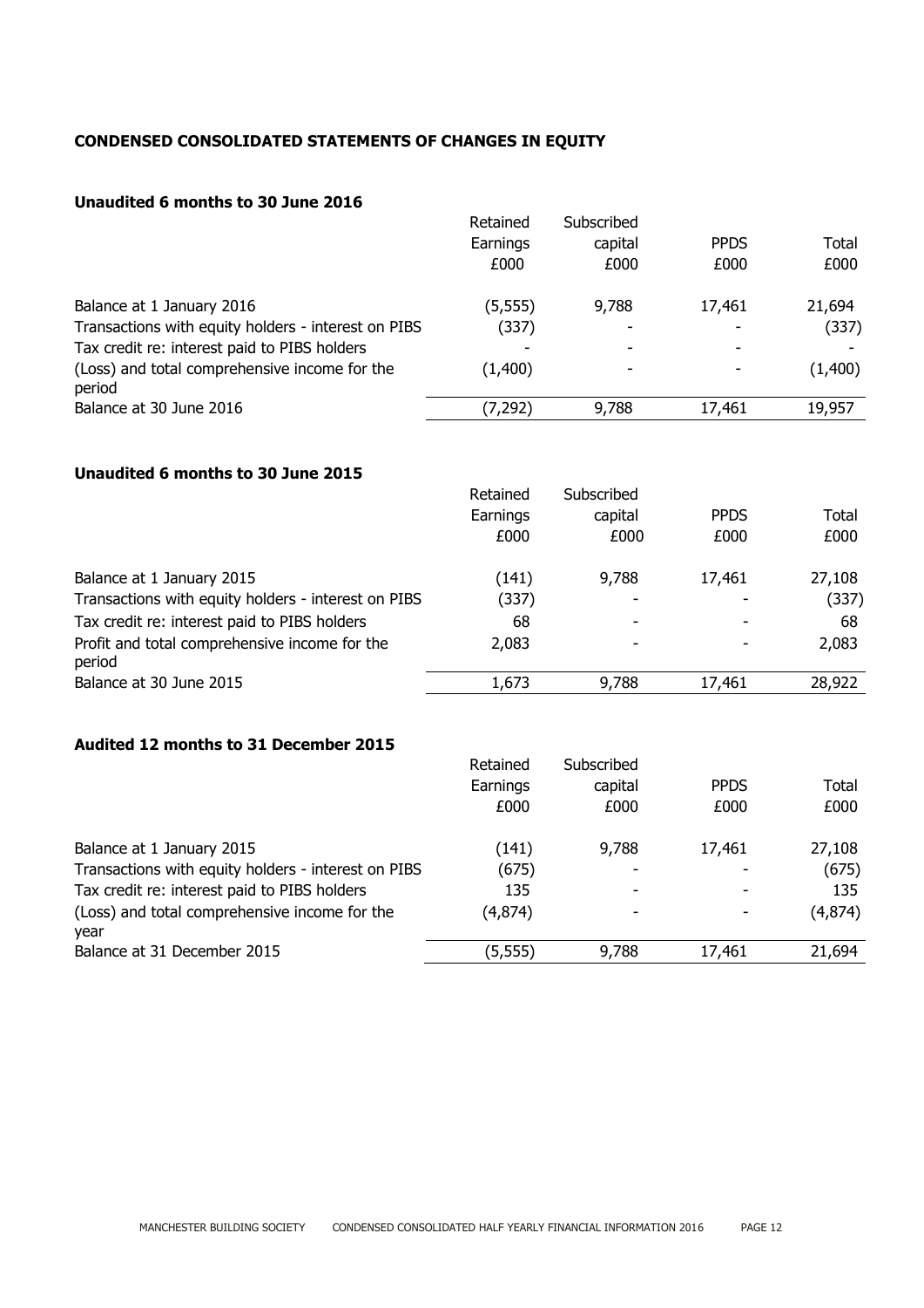# CONDENSED CONSOLIDATED STATEMENTS OF CHANGES IN EQUITY

### Unaudited 6 months to 30 June 2016

| | Retained Earnings £000 | Subscribed capital £000 | PPDS £000 | Total £000 |
|---|---|---|---|---|
| Balance at 1 January 2016 | (5,555) | 9,788 | 17,461 | 21,694 |
| Transactions with equity holders - interest on PIBS | (337) | - | - | (337) |
| Tax credit re: interest paid to PIBS holders | - | - | - | - |
| (Loss) and total comprehensive income for the period | (1,400) | - | - | (1,400) |
| Balance at 30 June 2016 | (7,292) | 9,788 | 17,461 | 19,957 |

### Unaudited 6 months to 30 June 2015

| | Retained Earnings £000 | Subscribed capital £000 | PPDS £000 | Total £000 |
|---|---|---|---|---|
| Balance at 1 January 2015 | (141) | 9,788 | 17,461 | 27,108 |
| Transactions with equity holders - interest on PIBS | (337) | - | - | (337) |
| Tax credit re: interest paid to PIBS holders | 68 | - | - | 68 |
| Profit and total comprehensive income for the period | 2,083 | - | - | 2,083 |
| Balance at 30 June 2015 | 1,673 | 9,788 | 17,461 | 28,922 |

### Audited 12 months to 31 December 2015

| | Retained Earnings £000 | Subscribed capital £000 | PPDS £000 | Total £000 |
|---|---|---|---|---|
| Balance at 1 January 2015 | (141) | 9,788 | 17,461 | 27,108 |
| Transactions with equity holders - interest on PIBS | (675) | - | - | (675) |
| Tax credit re: interest paid to PIBS holders | 135 | - | - | 135 |
| (Loss) and total comprehensive income for the year | (4,874) | - | - | (4,874) |
| Balance at 31 December 2015 | (5,555) | 9,788 | 17,461 | 21,694 |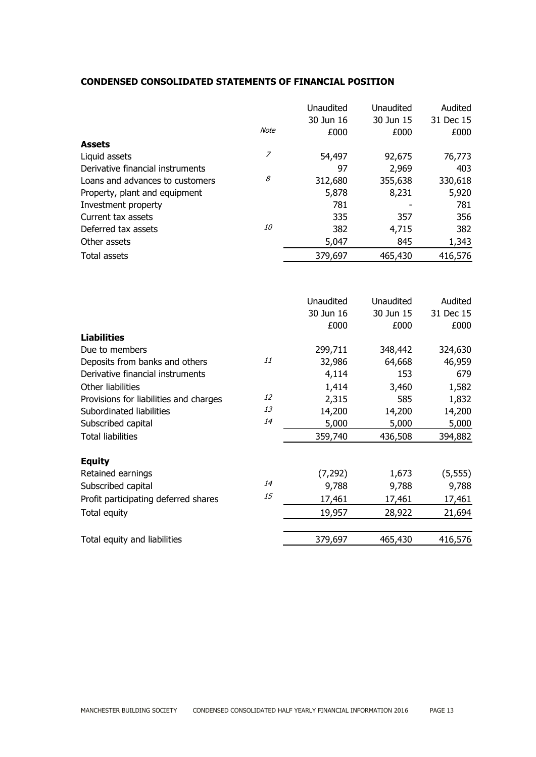## CONDENSED CONSOLIDATED STATEMENTS OF FINANCIAL POSITION

| | Note | Unaudited 30 Jun 16 £000 | Unaudited 30 Jun 15 £000 | Audited 31 Dec 15 £000 |
|---|---|---|---|---|
| **Assets** | | | | |
| Liquid assets | 7 | 54,497 | 92,675 | 76,773 |
| Derivative financial instruments | | 97 | 2,969 | 403 |
| Loans and advances to customers | 8 | 312,680 | 355,638 | 330,618 |
| Property, plant and equipment | | 5,878 | 8,231 | 5,920 |
| Investment property | | 781 | - | 781 |
| Current tax assets | | 335 | 357 | 356 |
| Deferred tax assets | 10 | 382 | 4,715 | 382 |
| Other assets | | 5,047 | 845 | 1,343 |
| Total assets | | 379,697 | 465,430 | 416,576 |

| | Note | Unaudited 30 Jun 16 £000 | Unaudited 30 Jun 15 £000 | Audited 31 Dec 15 £000 |
|---|---|---|---|---|
| **Liabilities** | | | | |
| Due to members | | 299,711 | 348,442 | 324,630 |
| Deposits from banks and others | 11 | 32,986 | 64,668 | 46,959 |
| Derivative financial instruments | | 4,114 | 153 | 679 |
| Other liabilities | | 1,414 | 3,460 | 1,582 |
| Provisions for liabilities and charges | 12 | 2,315 | 585 | 1,832 |
| Subordinated liabilities | 13 | 14,200 | 14,200 | 14,200 |
| Subscribed capital | 14 | 5,000 | 5,000 | 5,000 |
| Total liabilities | | 359,740 | 436,508 | 394,882 |
| **Equity** | | | | |
| Retained earnings | | (7,292) | 1,673 | (5,555) |
| Subscribed capital | 14 | 9,788 | 9,788 | 9,788 |
| Profit participating deferred shares | 15 | 17,461 | 17,461 | 17,461 |
| Total equity | | 19,957 | 28,922 | 21,694 |
| Total equity and liabilities | | 379,697 | 465,430 | 416,576 |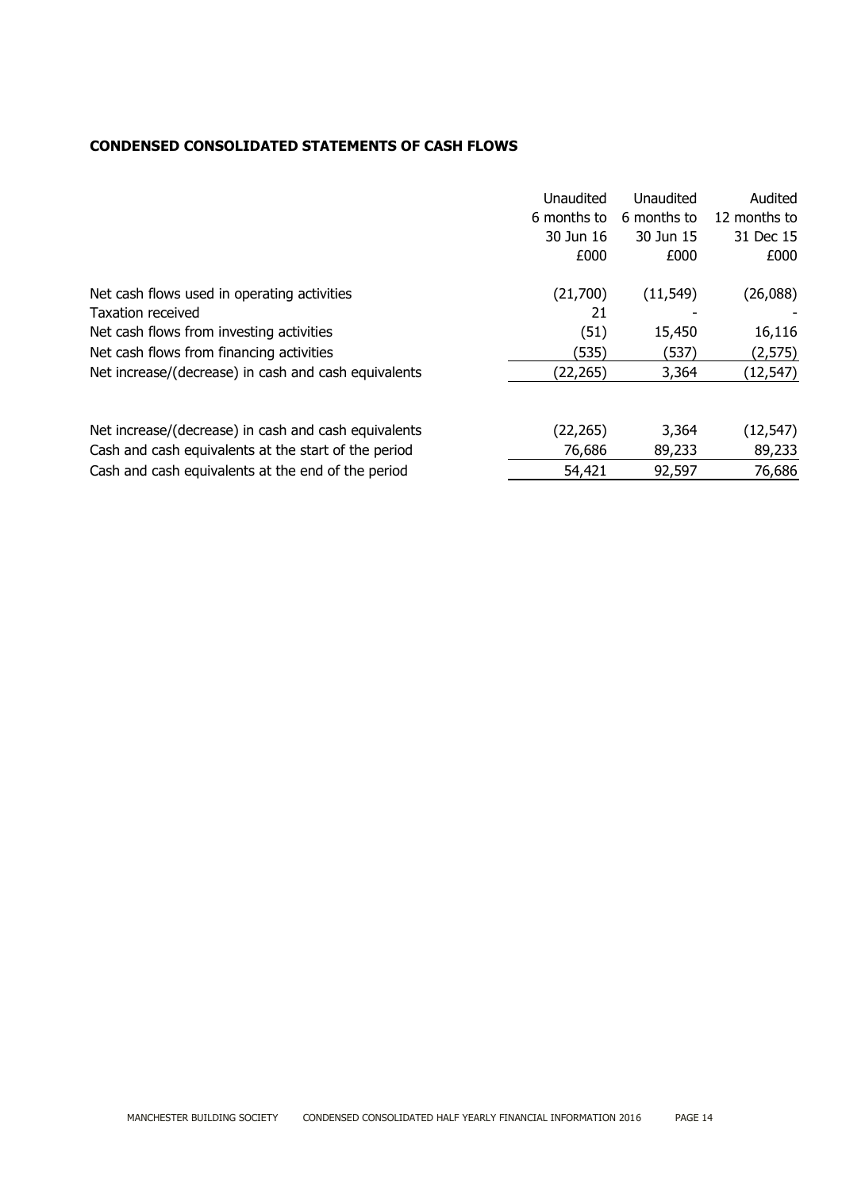**CONDENSED CONSOLIDATED STATEMENTS OF CASH FLOWS**

| | Unaudited 6 months to 30 Jun 16 £000 | Unaudited 6 months to 30 Jun 15 £000 | Audited 12 months to 31 Dec 15 £000 |
|---|---|---|---|
| Net cash flows used in operating activities | (21,700) | (11,549) | (26,088) |
| Taxation received | 21 | - | - |
| Net cash flows from investing activities | (51) | 15,450 | 16,116 |
| Net cash flows from financing activities | (535) | (537) | (2,575) |
| Net increase/(decrease) in cash and cash equivalents | (22,265) | 3,364 | (12,547) |
| | | | |
| Net increase/(decrease) in cash and cash equivalents | (22,265) | 3,364 | (12,547) |
| Cash and cash equivalents at the start of the period | 76,686 | 89,233 | 89,233 |
| Cash and cash equivalents at the end of the period | 54,421 | 92,597 | 76,686 |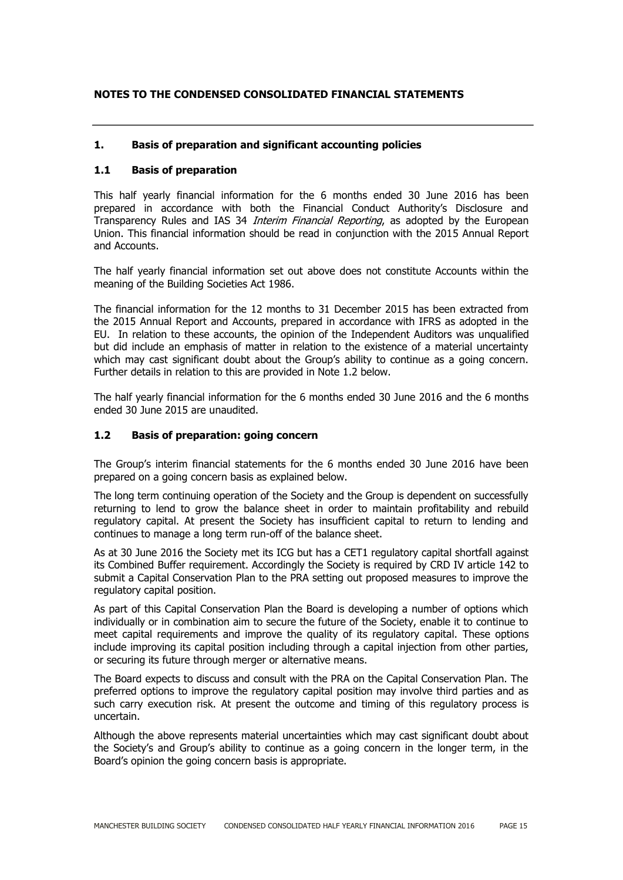## NOTES TO THE CONDENSED CONSOLIDATED FINANCIAL STATEMENTS

### 1. Basis of preparation and significant accounting policies

#### 1.1 Basis of preparation

This half yearly financial information for the 6 months ended 30 June 2016 has been prepared in accordance with both the Financial Conduct Authority's Disclosure and Transparency Rules and IAS 34 *Interim Financial Reporting*, as adopted by the European Union. This financial information should be read in conjunction with the 2015 Annual Report and Accounts.

The half yearly financial information set out above does not constitute Accounts within the meaning of the Building Societies Act 1986.

The financial information for the 12 months to 31 December 2015 has been extracted from the 2015 Annual Report and Accounts, prepared in accordance with IFRS as adopted in the EU. In relation to these accounts, the opinion of the Independent Auditors was unqualified but did include an emphasis of matter in relation to the existence of a material uncertainty which may cast significant doubt about the Group's ability to continue as a going concern. Further details in relation to this are provided in Note 1.2 below.

The half yearly financial information for the 6 months ended 30 June 2016 and the 6 months ended 30 June 2015 are unaudited.

#### 1.2 Basis of preparation: going concern

The Group's interim financial statements for the 6 months ended 30 June 2016 have been prepared on a going concern basis as explained below.

The long term continuing operation of the Society and the Group is dependent on successfully returning to lend to grow the balance sheet in order to maintain profitability and rebuild regulatory capital. At present the Society has insufficient capital to return to lending and continues to manage a long term run-off of the balance sheet.

As at 30 June 2016 the Society met its ICG but has a CET1 regulatory capital shortfall against its Combined Buffer requirement. Accordingly the Society is required by CRD IV article 142 to submit a Capital Conservation Plan to the PRA setting out proposed measures to improve the regulatory capital position.

As part of this Capital Conservation Plan the Board is developing a number of options which individually or in combination aim to secure the future of the Society, enable it to continue to meet capital requirements and improve the quality of its regulatory capital. These options include improving its capital position including through a capital injection from other parties, or securing its future through merger or alternative means.

The Board expects to discuss and consult with the PRA on the Capital Conservation Plan. The preferred options to improve the regulatory capital position may involve third parties and as such carry execution risk. At present the outcome and timing of this regulatory process is uncertain.

Although the above represents material uncertainties which may cast significant doubt about the Society's and Group's ability to continue as a going concern in the longer term, in the Board's opinion the going concern basis is appropriate.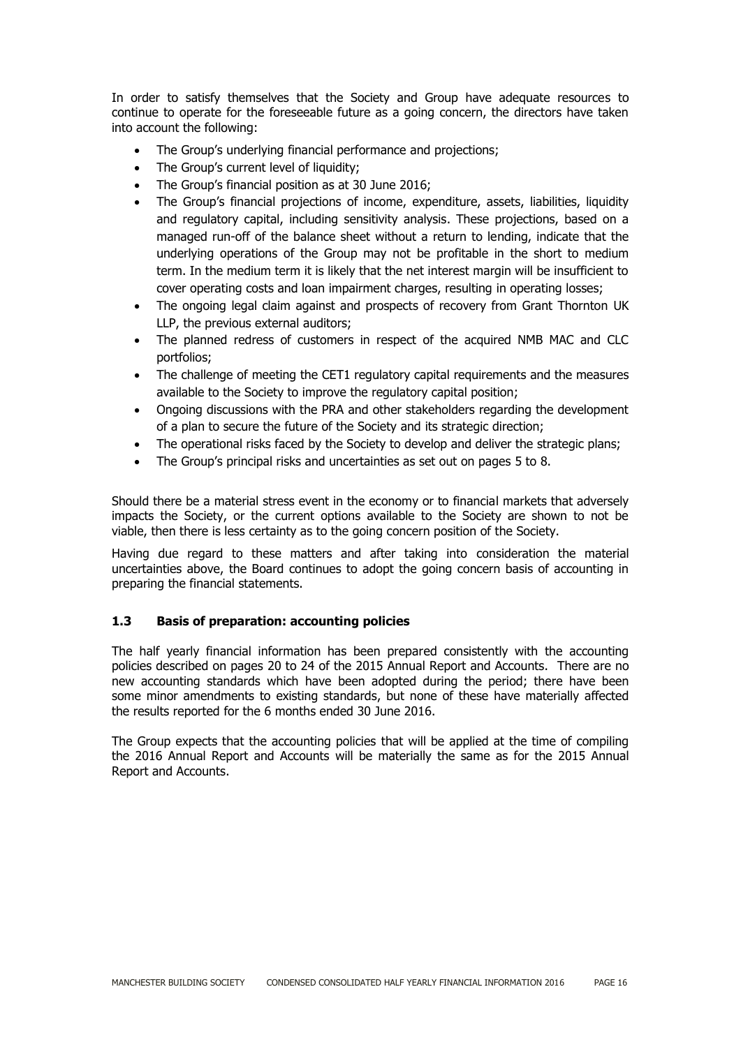In order to satisfy themselves that the Society and Group have adequate resources to continue to operate for the foreseeable future as a going concern, the directors have taken into account the following:

- The Group's underlying financial performance and projections;
- The Group's current level of liquidity;
- The Group's financial position as at 30 June 2016;
- The Group's financial projections of income, expenditure, assets, liabilities, liquidity and regulatory capital, including sensitivity analysis. These projections, based on a managed run-off of the balance sheet without a return to lending, indicate that the underlying operations of the Group may not be profitable in the short to medium term. In the medium term it is likely that the net interest margin will be insufficient to cover operating costs and loan impairment charges, resulting in operating losses;
- The ongoing legal claim against and prospects of recovery from Grant Thornton UK LLP, the previous external auditors;
- The planned redress of customers in respect of the acquired NMB MAC and CLC portfolios;
- The challenge of meeting the CET1 regulatory capital requirements and the measures available to the Society to improve the regulatory capital position;
- Ongoing discussions with the PRA and other stakeholders regarding the development of a plan to secure the future of the Society and its strategic direction;
- The operational risks faced by the Society to develop and deliver the strategic plans;
- The Group's principal risks and uncertainties as set out on pages 5 to 8.

Should there be a material stress event in the economy or to financial markets that adversely impacts the Society, or the current options available to the Society are shown to not be viable, then there is less certainty as to the going concern position of the Society.

Having due regard to these matters and after taking into consideration the material uncertainties above, the Board continues to adopt the going concern basis of accounting in preparing the financial statements.

### 1.3 Basis of preparation: accounting policies

The half yearly financial information has been prepared consistently with the accounting policies described on pages 20 to 24 of the 2015 Annual Report and Accounts. There are no new accounting standards which have been adopted during the period; there have been some minor amendments to existing standards, but none of these have materially affected the results reported for the 6 months ended 30 June 2016.

The Group expects that the accounting policies that will be applied at the time of compiling the 2016 Annual Report and Accounts will be materially the same as for the 2015 Annual Report and Accounts.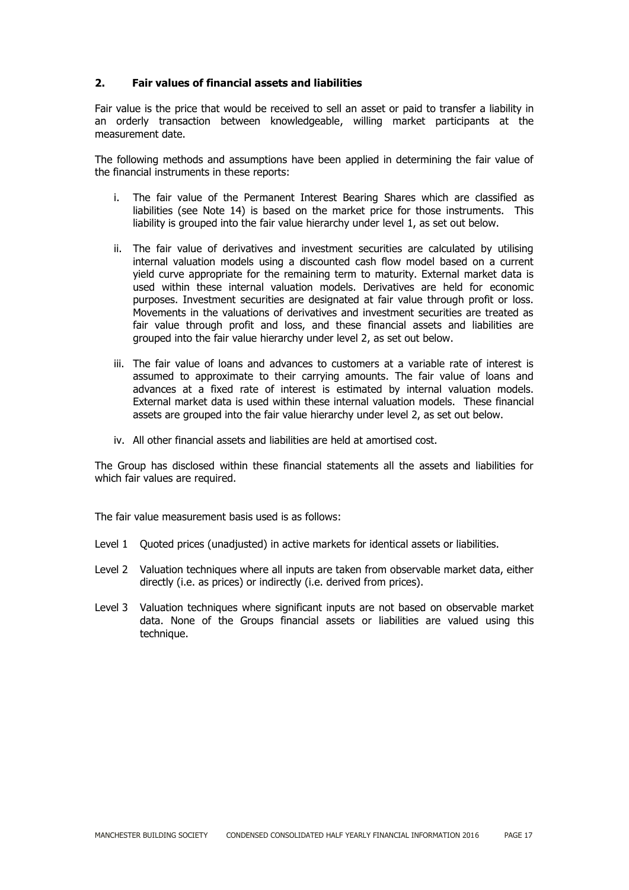## 2. Fair values of financial assets and liabilities

Fair value is the price that would be received to sell an asset or paid to transfer a liability in an orderly transaction between knowledgeable, willing market participants at the measurement date.

The following methods and assumptions have been applied in determining the fair value of the financial instruments in these reports:

i. The fair value of the Permanent Interest Bearing Shares which are classified as liabilities (see Note 14) is based on the market price for those instruments. This liability is grouped into the fair value hierarchy under level 1, as set out below.

ii. The fair value of derivatives and investment securities are calculated by utilising internal valuation models using a discounted cash flow model based on a current yield curve appropriate for the remaining term to maturity. External market data is used within these internal valuation models. Derivatives are held for economic purposes. Investment securities are designated at fair value through profit or loss. Movements in the valuations of derivatives and investment securities are treated as fair value through profit and loss, and these financial assets and liabilities are grouped into the fair value hierarchy under level 2, as set out below.

iii. The fair value of loans and advances to customers at a variable rate of interest is assumed to approximate to their carrying amounts. The fair value of loans and advances at a fixed rate of interest is estimated by internal valuation models. External market data is used within these internal valuation models. These financial assets are grouped into the fair value hierarchy under level 2, as set out below.

iv. All other financial assets and liabilities are held at amortised cost.

The Group has disclosed within these financial statements all the assets and liabilities for which fair values are required.

The fair value measurement basis used is as follows:

Level 1 Quoted prices (unadjusted) in active markets for identical assets or liabilities.

Level 2 Valuation techniques where all inputs are taken from observable market data, either directly (i.e. as prices) or indirectly (i.e. derived from prices).

Level 3 Valuation techniques where significant inputs are not based on observable market data. None of the Groups financial assets or liabilities are valued using this technique.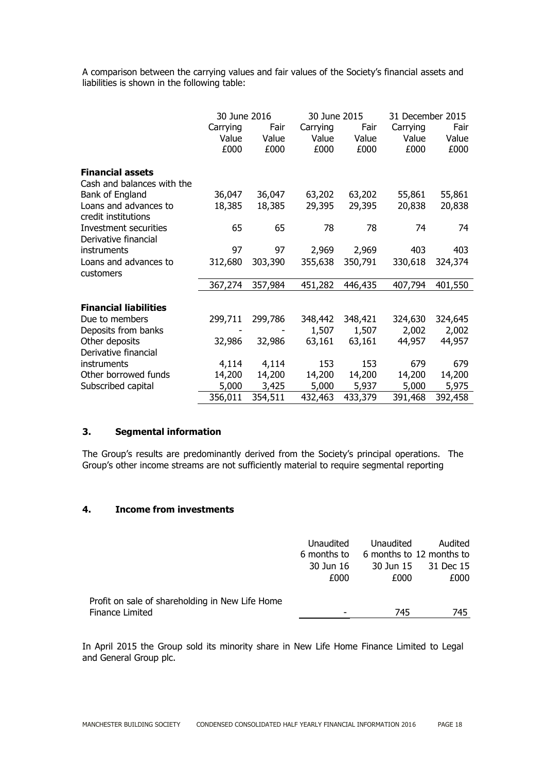A comparison between the carrying values and fair values of the Society's financial assets and liabilities is shown in the following table:

| | 30 June 2016 | | 30 June 2015 | | 31 December 2015 | |
|---|---|---|---|---|---|---|
| | Carrying Value £000 | Fair Value £000 | Carrying Value £000 | Fair Value £000 | Carrying Value £000 | Fair Value £000 |
| **Financial assets** | | | | | | |
| Cash and balances with the Bank of England | 36,047 | 36,047 | 63,202 | 63,202 | 55,861 | 55,861 |
| Loans and advances to credit institutions | 18,385 | 18,385 | 29,395 | 29,395 | 20,838 | 20,838 |
| Investment securities | 65 | 65 | 78 | 78 | 74 | 74 |
| Derivative financial instruments | 97 | 97 | 2,969 | 2,969 | 403 | 403 |
| Loans and advances to customers | 312,680 | 303,390 | 355,638 | 350,791 | 330,618 | 324,374 |
| | 367,274 | 357,984 | 451,282 | 446,435 | 407,794 | 401,550 |
| **Financial liabilities** | | | | | | |
| Due to members | 299,711 | 299,786 | 348,442 | 348,421 | 324,630 | 324,645 |
| Deposits from banks | - | - | 1,507 | 1,507 | 2,002 | 2,002 |
| Other deposits | 32,986 | 32,986 | 63,161 | 63,161 | 44,957 | 44,957 |
| Derivative financial instruments | 4,114 | 4,114 | 153 | 153 | 679 | 679 |
| Other borrowed funds | 14,200 | 14,200 | 14,200 | 14,200 | 14,200 | 14,200 |
| Subscribed capital | 5,000 | 3,425 | 5,000 | 5,937 | 5,000 | 5,975 |
| | 356,011 | 354,511 | 432,463 | 433,379 | 391,468 | 392,458 |

## 3. Segmental information

The Group's results are predominantly derived from the Society's principal operations. The Group's other income streams are not sufficiently material to require segmental reporting

## 4. Income from investments

| | Unaudited 6 months to 30 Jun 16 £000 | Unaudited 6 months to 30 Jun 15 £000 | Audited 12 months to 31 Dec 15 £000 |
|---|---|---|---|
| Profit on sale of shareholding in New Life Home Finance Limited | - | 745 | 745 |

In April 2015 the Group sold its minority share in New Life Home Finance Limited to Legal and General Group plc.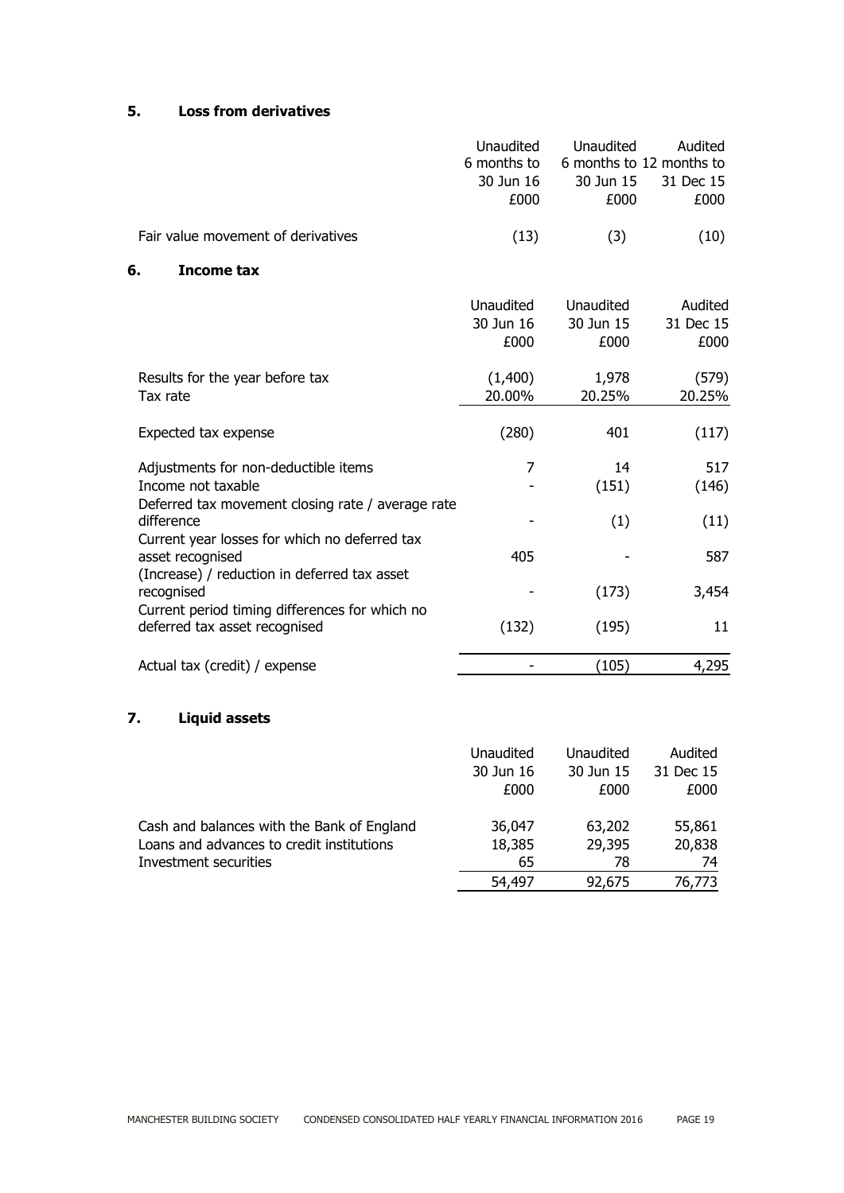## 5. Loss from derivatives

| | Unaudited 6 months to 30 Jun 16 £000 | Unaudited 6 months to 30 Jun 15 £000 | Audited 12 months to 31 Dec 15 £000 |
|---|---|---|---|
| Fair value movement of derivatives | (13) | (3) | (10) |

## 6. Income tax

| | Unaudited 30 Jun 16 £000 | Unaudited 30 Jun 15 £000 | Audited 31 Dec 15 £000 |
|---|---|---|---|
| Results for the year before tax | (1,400) | 1,978 | (579) |
| Tax rate | 20.00% | 20.25% | 20.25% |
| Expected tax expense | (280) | 401 | (117) |
| Adjustments for non-deductible items | 7 | 14 | 517 |
| Income not taxable | - | (151) | (146) |
| Deferred tax movement closing rate / average rate difference | - | (1) | (11) |
| Current year losses for which no deferred tax asset recognised | 405 | - | 587 |
| (Increase) / reduction in deferred tax asset recognised | - | (173) | 3,454 |
| Current period timing differences for which no deferred tax asset recognised | (132) | (195) | 11 |
| Actual tax (credit) / expense | - | (105) | 4,295 |

## 7. Liquid assets

| | Unaudited 30 Jun 16 £000 | Unaudited 30 Jun 15 £000 | Audited 31 Dec 15 £000 |
|---|---|---|---|
| Cash and balances with the Bank of England | 36,047 | 63,202 | 55,861 |
| Loans and advances to credit institutions | 18,385 | 29,395 | 20,838 |
| Investment securities | 65 | 78 | 74 |
| | 54,497 | 92,675 | 76,773 |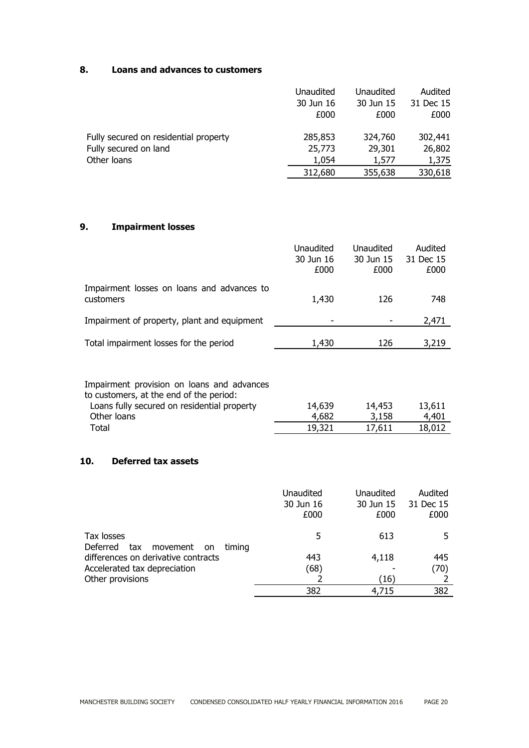## 8. Loans and advances to customers

| | Unaudited 30 Jun 16 £000 | Unaudited 30 Jun 15 £000 | Audited 31 Dec 15 £000 |
|---|---|---|---|
| Fully secured on residential property | 285,853 | 324,760 | 302,441 |
| Fully secured on land | 25,773 | 29,301 | 26,802 |
| Other loans | 1,054 | 1,577 | 1,375 |
| | 312,680 | 355,638 | 330,618 |

## 9. Impairment losses

| | Unaudited 30 Jun 16 £000 | Unaudited 30 Jun 15 £000 | Audited 31 Dec 15 £000 |
|---|---|---|---|
| Impairment losses on loans and advances to customers | 1,430 | 126 | 748 |
| Impairment of property, plant and equipment | - | - | 2,471 |
| Total impairment losses for the period | 1,430 | 126 | 3,219 |
| | | | |
| Impairment provision on loans and advances to customers, at the end of the period: | | | |
| Loans fully secured on residential property | 14,639 | 14,453 | 13,611 |
| Other loans | 4,682 | 3,158 | 4,401 |
| Total | 19,321 | 17,611 | 18,012 |

## 10. Deferred tax assets

| | Unaudited 30 Jun 16 £000 | Unaudited 30 Jun 15 £000 | Audited 31 Dec 15 £000 |
|---|---|---|---|
| Tax losses | 5 | 613 | 5 |
| Deferred tax movement on timing differences on derivative contracts | 443 | 4,118 | 445 |
| Accelerated tax depreciation | (68) | - | (70) |
| Other provisions | 2 | (16) | 2 |
| | 382 | 4,715 | 382 |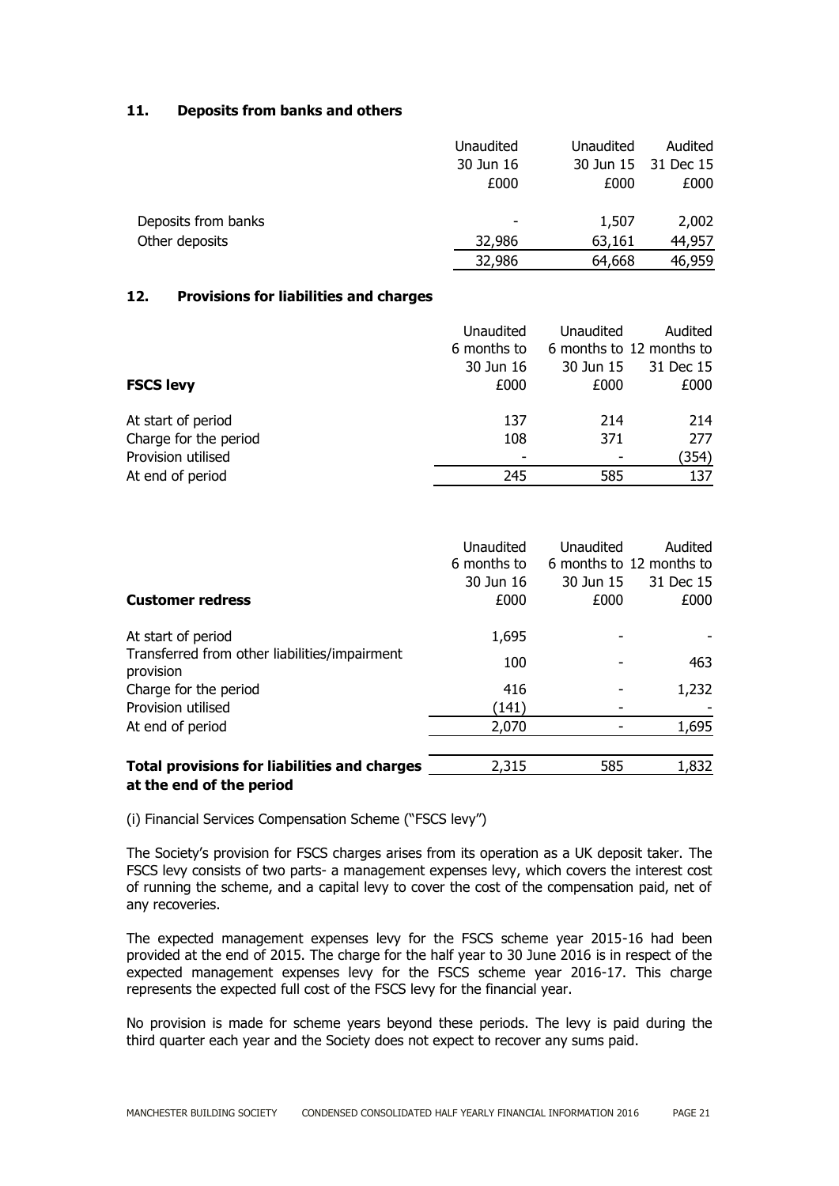## 11. Deposits from banks and others

| | Unaudited 30 Jun 16 £000 | Unaudited 30 Jun 15 £000 | Audited 31 Dec 15 £000 |
|---|---|---|---|
| Deposits from banks | - | 1,507 | 2,002 |
| Other deposits | 32,986 | 63,161 | 44,957 |
| | 32,986 | 64,668 | 46,959 |

## 12. Provisions for liabilities and charges

| **FSCS levy** | Unaudited 6 months to 30 Jun 16 £000 | Unaudited 6 months to 30 Jun 15 £000 | Audited 12 months to 31 Dec 15 £000 |
|---|---|---|---|
| At start of period | 137 | 214 | 214 |
| Charge for the period | 108 | 371 | 277 |
| Provision utilised | - | - | (354) |
| At end of period | 245 | 585 | 137 |

| **Customer redress** | Unaudited 6 months to 30 Jun 16 £000 | Unaudited 6 months to 30 Jun 15 £000 | Audited 12 months to 31 Dec 15 £000 |
|---|---|---|---|
| At start of period | 1,695 | - | - |
| Transferred from other liabilities/impairment provision | 100 | - | 463 |
| Charge for the period | 416 | - | 1,232 |
| Provision utilised | (141) | - | - |
| At end of period | 2,070 | - | 1,695 |
| | | | |
| **Total provisions for liabilities and charges at the end of the period** | 2,315 | 585 | 1,832 |

(i) Financial Services Compensation Scheme ("FSCS levy")

The Society's provision for FSCS charges arises from its operation as a UK deposit taker. The FSCS levy consists of two parts- a management expenses levy, which covers the interest cost of running the scheme, and a capital levy to cover the cost of the compensation paid, net of any recoveries.

The expected management expenses levy for the FSCS scheme year 2015-16 had been provided at the end of 2015. The charge for the half year to 30 June 2016 is in respect of the expected management expenses levy for the FSCS scheme year 2016-17. This charge represents the expected full cost of the FSCS levy for the financial year.

No provision is made for scheme years beyond these periods. The levy is paid during the third quarter each year and the Society does not expect to recover any sums paid.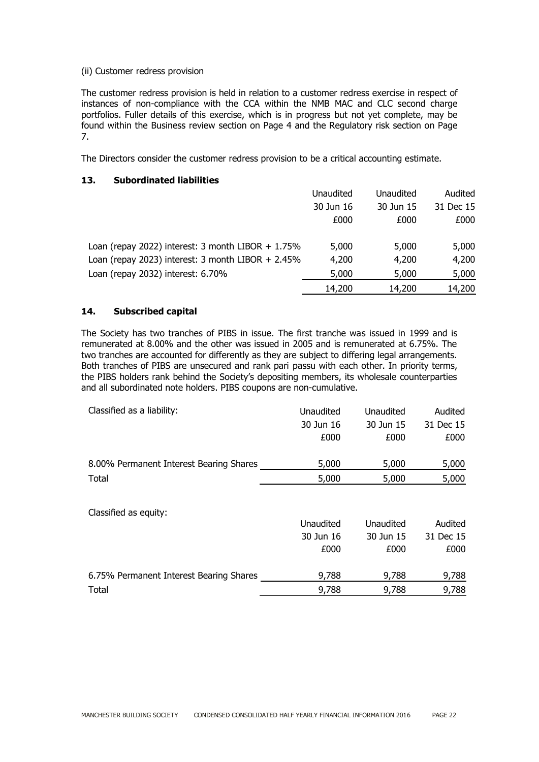(ii) Customer redress provision

The customer redress provision is held in relation to a customer redress exercise in respect of instances of non-compliance with the CCA within the NMB MAC and CLC second charge portfolios. Fuller details of this exercise, which is in progress but not yet complete, may be found within the Business review section on Page 4 and the Regulatory risk section on Page 7.

The Directors consider the customer redress provision to be a critical accounting estimate.

## 13. Subordinated liabilities

| | Unaudited 30 Jun 16 £000 | Unaudited 30 Jun 15 £000 | Audited 31 Dec 15 £000 |
|---|---|---|---|
| Loan (repay 2022) interest: 3 month LIBOR + 1.75% | 5,000 | 5,000 | 5,000 |
| Loan (repay 2023) interest: 3 month LIBOR + 2.45% | 4,200 | 4,200 | 4,200 |
| Loan (repay 2032) interest: 6.70% | 5,000 | 5,000 | 5,000 |
| | 14,200 | 14,200 | 14,200 |

## 14. Subscribed capital

The Society has two tranches of PIBS in issue. The first tranche was issued in 1999 and is remunerated at 8.00% and the other was issued in 2005 and is remunerated at 6.75%. The two tranches are accounted for differently as they are subject to differing legal arrangements. Both tranches of PIBS are unsecured and rank pari passu with each other. In priority terms, the PIBS holders rank behind the Society's depositing members, its wholesale counterparties and all subordinated note holders. PIBS coupons are non-cumulative.

| Classified as a liability: | Unaudited 30 Jun 16 £000 | Unaudited 30 Jun 15 £000 | Audited 31 Dec 15 £000 |
|---|---|---|---|
| 8.00% Permanent Interest Bearing Shares | 5,000 | 5,000 | 5,000 |
| Total | 5,000 | 5,000 | 5,000 |

| Classified as equity: | Unaudited 30 Jun 16 £000 | Unaudited 30 Jun 15 £000 | Audited 31 Dec 15 £000 |
|---|---|---|---|
| 6.75% Permanent Interest Bearing Shares | 9,788 | 9,788 | 9,788 |
| Total | 9,788 | 9,788 | 9,788 |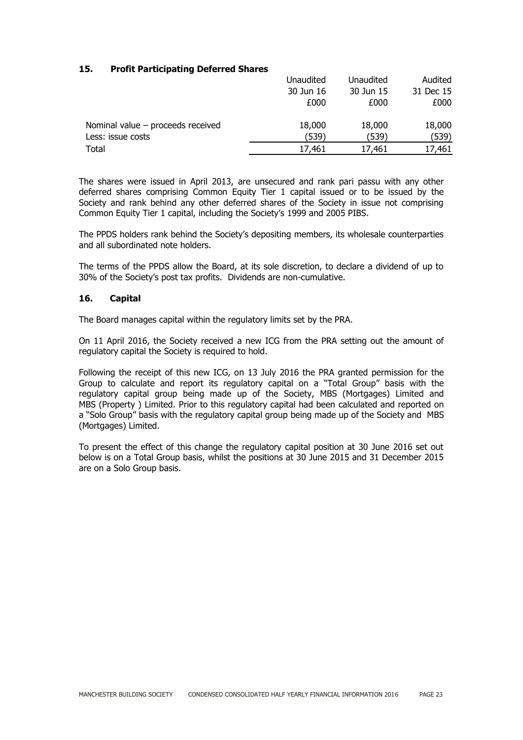## 15. Profit Participating Deferred Shares

| | Unaudited 30 Jun 16 £000 | Unaudited 30 Jun 15 £000 | Audited 31 Dec 15 £000 |
|---|---|---|---|
| Nominal value – proceeds received | 18,000 | 18,000 | 18,000 |
| Less: issue costs | (539) | (539) | (539) |
| Total | 17,461 | 17,461 | 17,461 |

The shares were issued in April 2013, are unsecured and rank pari passu with any other deferred shares comprising Common Equity Tier 1 capital issued or to be issued by the Society and rank behind any other deferred shares of the Society in issue not comprising Common Equity Tier 1 capital, including the Society's 1999 and 2005 PIBS.

The PPDS holders rank behind the Society's depositing members, its wholesale counterparties and all subordinated note holders.

The terms of the PPDS allow the Board, at its sole discretion, to declare a dividend of up to 30% of the Society's post tax profits. Dividends are non-cumulative.

## 16. Capital

The Board manages capital within the regulatory limits set by the PRA.

On 11 April 2016, the Society received a new ICG from the PRA setting out the amount of regulatory capital the Society is required to hold.

Following the receipt of this new ICG, on 13 July 2016 the PRA granted permission for the Group to calculate and report its regulatory capital on a "Total Group" basis with the regulatory capital group being made up of the Society, MBS (Mortgages) Limited and MBS (Property ) Limited. Prior to this regulatory capital had been calculated and reported on a "Solo Group" basis with the regulatory capital group being made up of the Society and MBS (Mortgages) Limited.

To present the effect of this change the regulatory capital position at 30 June 2016 set out below is on a Total Group basis, whilst the positions at 30 June 2015 and 31 December 2015 are on a Solo Group basis.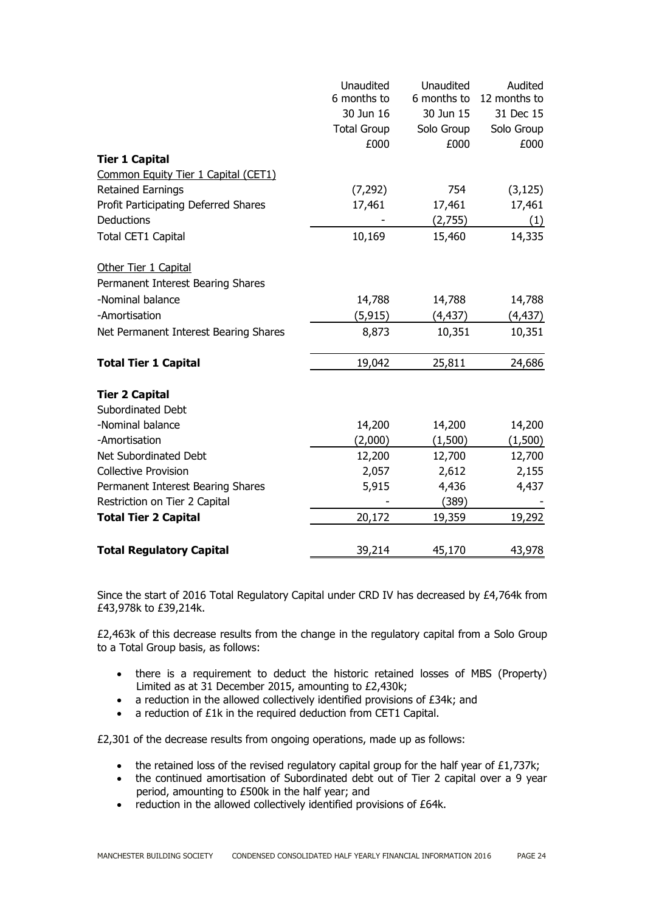| | Unaudited 6 months to 30 Jun 16 Total Group £000 | Unaudited 6 months to 30 Jun 15 Solo Group £000 | Audited 12 months to 31 Dec 15 Solo Group £000 |
|---|---|---|---|
| **Tier 1 Capital** | | | |
| Common Equity Tier 1 Capital (CET1) | | | |
| Retained Earnings | (7,292) | 754 | (3,125) |
| Profit Participating Deferred Shares | 17,461 | 17,461 | 17,461 |
| Deductions | - | (2,755) | (1) |
| Total CET1 Capital | 10,169 | 15,460 | 14,335 |
| Other Tier 1 Capital | | | |
| Permanent Interest Bearing Shares | | | |
| -Nominal balance | 14,788 | 14,788 | 14,788 |
| -Amortisation | (5,915) | (4,437) | (4,437) |
| Net Permanent Interest Bearing Shares | 8,873 | 10,351 | 10,351 |
| **Total Tier 1 Capital** | 19,042 | 25,811 | 24,686 |
| **Tier 2 Capital** | | | |
| Subordinated Debt | | | |
| -Nominal balance | 14,200 | 14,200 | 14,200 |
| -Amortisation | (2,000) | (1,500) | (1,500) |
| Net Subordinated Debt | 12,200 | 12,700 | 12,700 |
| Collective Provision | 2,057 | 2,612 | 2,155 |
| Permanent Interest Bearing Shares | 5,915 | 4,436 | 4,437 |
| Restriction on Tier 2 Capital | - | (389) | - |
| **Total Tier 2 Capital** | 20,172 | 19,359 | 19,292 |
| **Total Regulatory Capital** | 39,214 | 45,170 | 43,978 |

Since the start of 2016 Total Regulatory Capital under CRD IV has decreased by £4,764k from £43,978k to £39,214k.

£2,463k of this decrease results from the change in the regulatory capital from a Solo Group to a Total Group basis, as follows:

- there is a requirement to deduct the historic retained losses of MBS (Property) Limited as at 31 December 2015, amounting to £2,430k;
- a reduction in the allowed collectively identified provisions of £34k; and
- a reduction of £1k in the required deduction from CET1 Capital.

£2,301 of the decrease results from ongoing operations, made up as follows:

- the retained loss of the revised regulatory capital group for the half year of £1,737k;
- the continued amortisation of Subordinated debt out of Tier 2 capital over a 9 year period, amounting to £500k in the half year; and
- reduction in the allowed collectively identified provisions of £64k.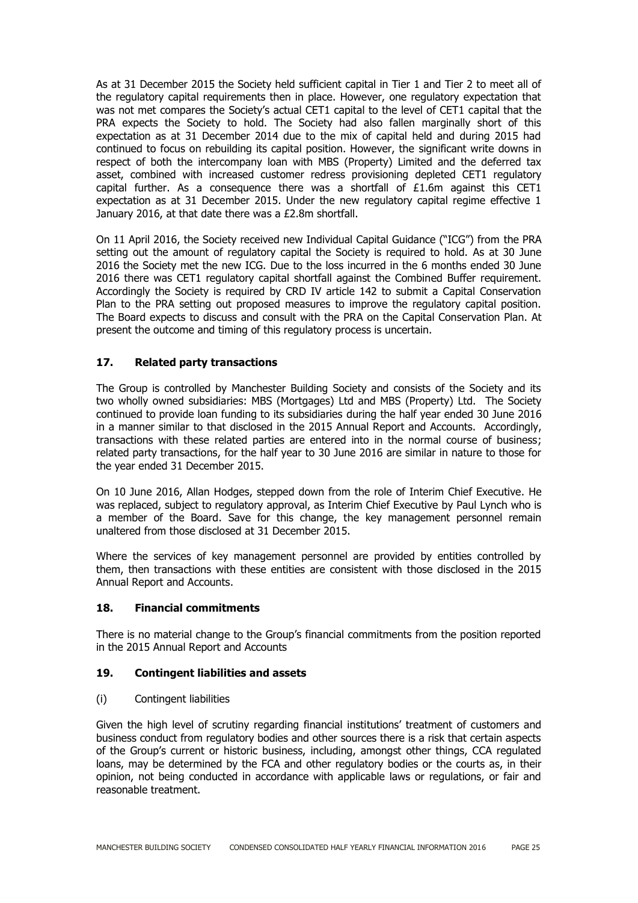As at 31 December 2015 the Society held sufficient capital in Tier 1 and Tier 2 to meet all of the regulatory capital requirements then in place. However, one regulatory expectation that was not met compares the Society's actual CET1 capital to the level of CET1 capital that the PRA expects the Society to hold. The Society had also fallen marginally short of this expectation as at 31 December 2014 due to the mix of capital held and during 2015 had continued to focus on rebuilding its capital position. However, the significant write downs in respect of both the intercompany loan with MBS (Property) Limited and the deferred tax asset, combined with increased customer redress provisioning depleted CET1 regulatory capital further. As a consequence there was a shortfall of £1.6m against this CET1 expectation as at 31 December 2015. Under the new regulatory capital regime effective 1 January 2016, at that date there was a £2.8m shortfall.

On 11 April 2016, the Society received new Individual Capital Guidance ("ICG") from the PRA setting out the amount of regulatory capital the Society is required to hold. As at 30 June 2016 the Society met the new ICG. Due to the loss incurred in the 6 months ended 30 June 2016 there was CET1 regulatory capital shortfall against the Combined Buffer requirement. Accordingly the Society is required by CRD IV article 142 to submit a Capital Conservation Plan to the PRA setting out proposed measures to improve the regulatory capital position. The Board expects to discuss and consult with the PRA on the Capital Conservation Plan. At present the outcome and timing of this regulatory process is uncertain.

## 17. Related party transactions

The Group is controlled by Manchester Building Society and consists of the Society and its two wholly owned subsidiaries: MBS (Mortgages) Ltd and MBS (Property) Ltd. The Society continued to provide loan funding to its subsidiaries during the half year ended 30 June 2016 in a manner similar to that disclosed in the 2015 Annual Report and Accounts. Accordingly, transactions with these related parties are entered into in the normal course of business; related party transactions, for the half year to 30 June 2016 are similar in nature to those for the year ended 31 December 2015.

On 10 June 2016, Allan Hodges, stepped down from the role of Interim Chief Executive. He was replaced, subject to regulatory approval, as Interim Chief Executive by Paul Lynch who is a member of the Board. Save for this change, the key management personnel remain unaltered from those disclosed at 31 December 2015.

Where the services of key management personnel are provided by entities controlled by them, then transactions with these entities are consistent with those disclosed in the 2015 Annual Report and Accounts.

## 18. Financial commitments

There is no material change to the Group's financial commitments from the position reported in the 2015 Annual Report and Accounts

## 19. Contingent liabilities and assets

(i) Contingent liabilities

Given the high level of scrutiny regarding financial institutions' treatment of customers and business conduct from regulatory bodies and other sources there is a risk that certain aspects of the Group's current or historic business, including, amongst other things, CCA regulated loans, may be determined by the FCA and other regulatory bodies or the courts as, in their opinion, not being conducted in accordance with applicable laws or regulations, or fair and reasonable treatment.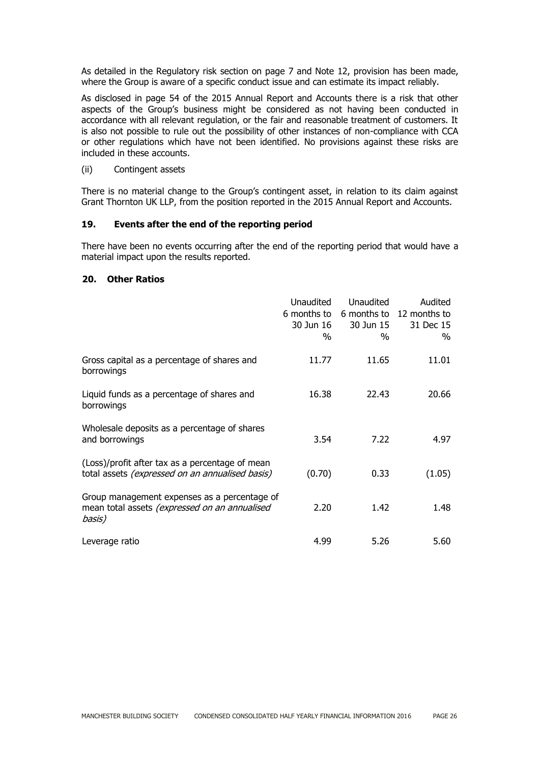As detailed in the Regulatory risk section on page 7 and Note 12, provision has been made, where the Group is aware of a specific conduct issue and can estimate its impact reliably.

As disclosed in page 54 of the 2015 Annual Report and Accounts there is a risk that other aspects of the Group's business might be considered as not having been conducted in accordance with all relevant regulation, or the fair and reasonable treatment of customers. It is also not possible to rule out the possibility of other instances of non-compliance with CCA or other regulations which have not been identified. No provisions against these risks are included in these accounts.

(ii) Contingent assets

There is no material change to the Group's contingent asset, in relation to its claim against Grant Thornton UK LLP, from the position reported in the 2015 Annual Report and Accounts.

## 19. Events after the end of the reporting period

There have been no events occurring after the end of the reporting period that would have a material impact upon the results reported.

## 20. Other Ratios

| | Unaudited 6 months to 30 Jun 16 % | Unaudited 6 months to 30 Jun 15 % | Audited 12 months to 31 Dec 15 % |
|---|---|---|---|
| Gross capital as a percentage of shares and borrowings | 11.77 | 11.65 | 11.01 |
| Liquid funds as a percentage of shares and borrowings | 16.38 | 22.43 | 20.66 |
| Wholesale deposits as a percentage of shares and borrowings | 3.54 | 7.22 | 4.97 |
| (Loss)/profit after tax as a percentage of mean total assets *(expressed on an annualised basis)* | (0.70) | 0.33 | (1.05) |
| Group management expenses as a percentage of mean total assets *(expressed on an annualised basis)* | 2.20 | 1.42 | 1.48 |
| Leverage ratio | 4.99 | 5.26 | 5.60 |